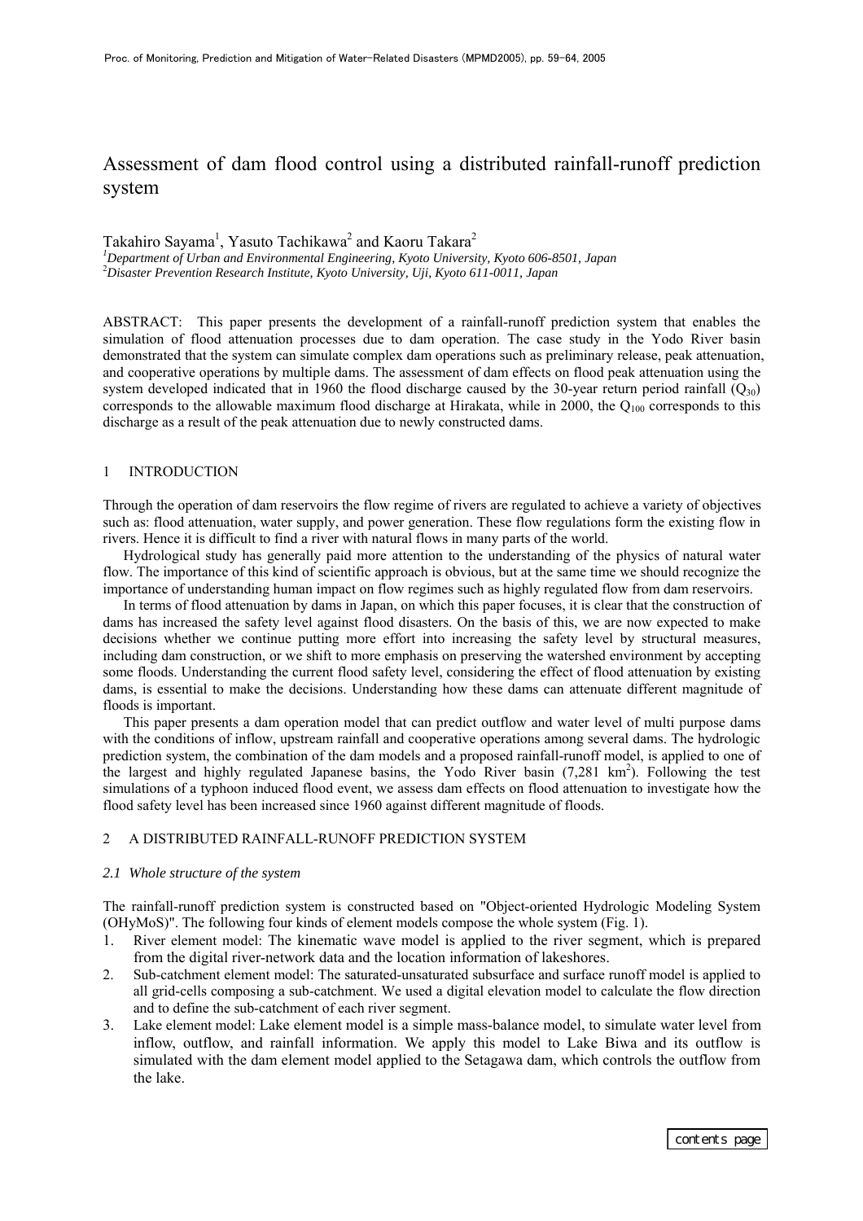# Assessment of dam flood control using a distributed rainfall-runoff prediction system

Takahiro Sayama[1], Yasuto Tachikawa[2] and Kaoru Takara[2]

[1]*Department of Urban and Environmental Engineering, Kyoto University, Kyoto 606-8501, Japan*
[2]*Disaster Prevention Research Institute, Kyoto University, Uji, Kyoto 611-0011, Japan*

ABSTRACT: This paper presents the development of a rainfall-runoff prediction system that enables the simulation of flood attenuation processes due to dam operation. The case study in the Yodo River basin demonstrated that the system can simulate complex dam operations such as preliminary release, peak attenuation, and cooperative operations by multiple dams. The assessment of dam effects on flood peak attenuation using the system developed indicated that in 1960 the flood discharge caused by the 30-year return period rainfall ($Q_{30}$) corresponds to the allowable maximum flood discharge at Hirakata, while in 2000, the $Q_{100}$ corresponds to this discharge as a result of the peak attenuation due to newly constructed dams.

## 1 INTRODUCTION

Through the operation of dam reservoirs the flow regime of rivers are regulated to achieve a variety of objectives such as: flood attenuation, water supply, and power generation. These flow regulations form the existing flow in rivers. Hence it is difficult to find a river with natural flows in many parts of the world.

Hydrological study has generally paid more attention to the understanding of the physics of natural water flow. The importance of this kind of scientific approach is obvious, but at the same time we should recognize the importance of understanding human impact on flow regimes such as highly regulated flow from dam reservoirs.

In terms of flood attenuation by dams in Japan, on which this paper focuses, it is clear that the construction of dams has increased the safety level against flood disasters. On the basis of this, we are now expected to make decisions whether we continue putting more effort into increasing the safety level by structural measures, including dam construction, or we shift to more emphasis on preserving the watershed environment by accepting some floods. Understanding the current flood safety level, considering the effect of flood attenuation by existing dams, is essential to make the decisions. Understanding how these dams can attenuate different magnitude of floods is important.

This paper presents a dam operation model that can predict outflow and water level of multi purpose dams with the conditions of inflow, upstream rainfall and cooperative operations among several dams. The hydrologic prediction system, the combination of the dam models and a proposed rainfall-runoff model, is applied to one of the largest and highly regulated Japanese basins, the Yodo River basin (7,281 km$^2$). Following the test simulations of a typhoon induced flood event, we assess dam effects on flood attenuation to investigate how the flood safety level has been increased since 1960 against different magnitude of floods.

## 2 A DISTRIBUTED RAINFALL-RUNOFF PREDICTION SYSTEM

### *2.1 Whole structure of the system*

The rainfall-runoff prediction system is constructed based on "Object-oriented Hydrologic Modeling System (OHyMoS)". The following four kinds of element models compose the whole system (Fig. 1).

1. River element model: The kinematic wave model is applied to the river segment, which is prepared from the digital river-network data and the location information of lakeshores.
2. Sub-catchment element model: The saturated-unsaturated subsurface and surface runoff model is applied to all grid-cells composing a sub-catchment. We used a digital elevation model to calculate the flow direction and to define the sub-catchment of each river segment.
3. Lake element model: Lake element model is a simple mass-balance model, to simulate water level from inflow, outflow, and rainfall information. We apply this model to Lake Biwa and its outflow is simulated with the dam element model applied to the Setagawa dam, which controls the outflow from the lake.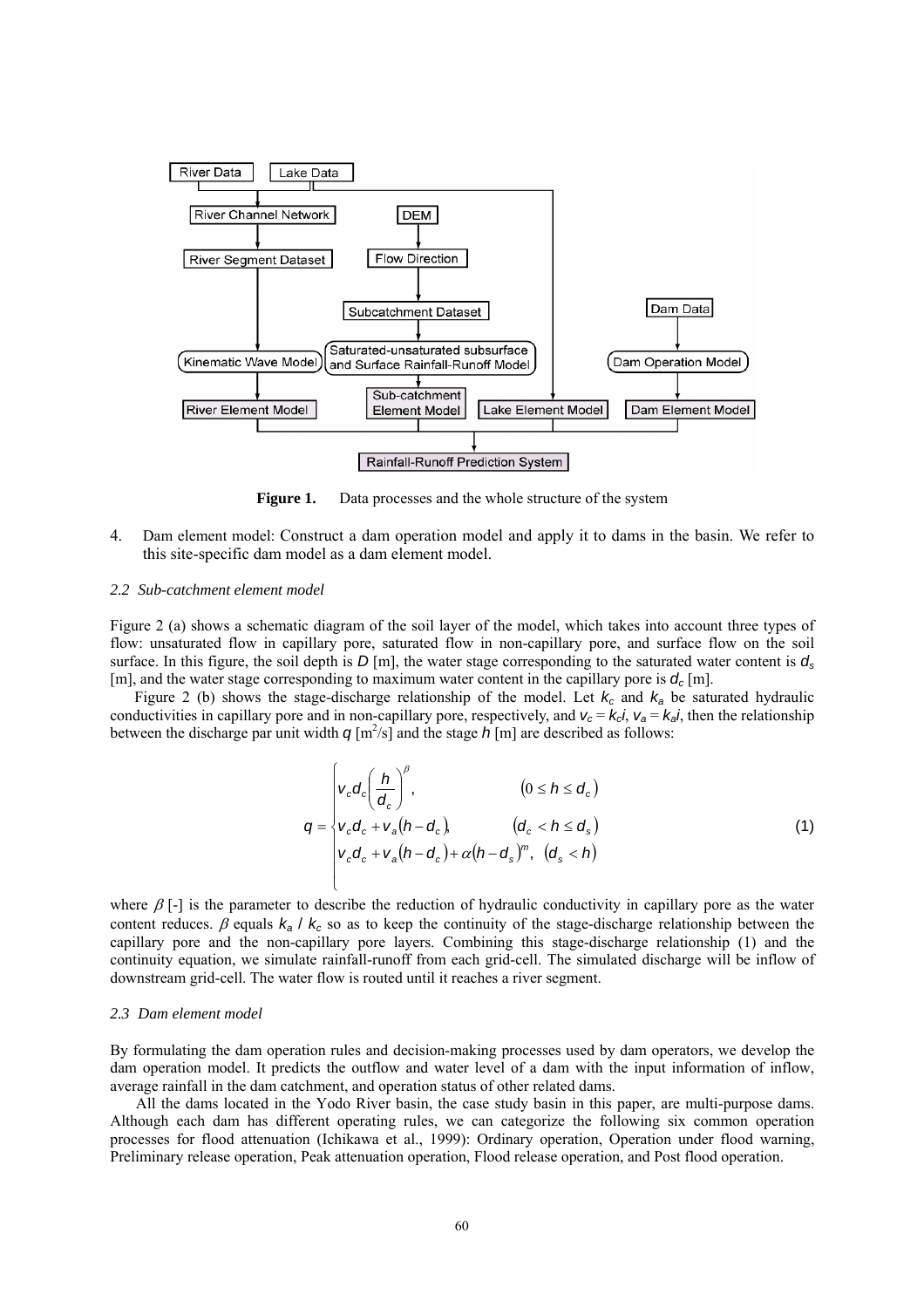**Figure 1.** Data processes and the whole structure of the system

4. Dam element model: Construct a dam operation model and apply it to dams in the basin. We refer to this site-specific dam model as a dam element model.

### *2.2 Sub-catchment element model*

Figure 2 (a) shows a schematic diagram of the soil layer of the model, which takes into account three types of flow: unsaturated flow in capillary pore, saturated flow in non-capillary pore, and surface flow on the soil surface. In this figure, the soil depth is $D$ [m], the water stage corresponding to the saturated water content is $d_s$ [m], and the water stage corresponding to maximum water content in the capillary pore is $d_c$ [m].

Figure 2 (b) shows the stage-discharge relationship of the model. Let $k_c$ and $k_a$ be saturated hydraulic conductivities in capillary pore and in non-capillary pore, respectively, and $v_c = k_c i$, $v_a = k_a i$, then the relationship between the discharge par unit width $q$ [m$^2$/s] and the stage $h$ [m] are described as follows:

$$
q = \begin{cases} v_c d_c \left( \dfrac{h}{d_c} \right)^{\beta}, & (0 \le h \le d_c) \\ v_c d_c + v_a (h - d_c), & (d_c < h \le d_s) \\ v_c d_c + v_a (h - d_c) + \alpha (h - d_s)^m, & (d_s < h) \end{cases} \tag{1}
$$

where $\beta$ [-] is the parameter to describe the reduction of hydraulic conductivity in capillary pore as the water content reduces. $\beta$ equals $k_a / k_c$ so as to keep the continuity of the stage-discharge relationship between the capillary pore and the non-capillary pore layers. Combining this stage-discharge relationship (1) and the continuity equation, we simulate rainfall-runoff from each grid-cell. The simulated discharge will be inflow of downstream grid-cell. The water flow is routed until it reaches a river segment.

### *2.3 Dam element model*

By formulating the dam operation rules and decision-making processes used by dam operators, we develop the dam operation model. It predicts the outflow and water level of a dam with the input information of inflow, average rainfall in the dam catchment, and operation status of other related dams.

All the dams located in the Yodo River basin, the case study basin in this paper, are multi-purpose dams. Although each dam has different operating rules, we can categorize the following six common operation processes for flood attenuation (Ichikawa et al., 1999): Ordinary operation, Operation under flood warning, Preliminary release operation, Peak attenuation operation, Flood release operation, and Post flood operation.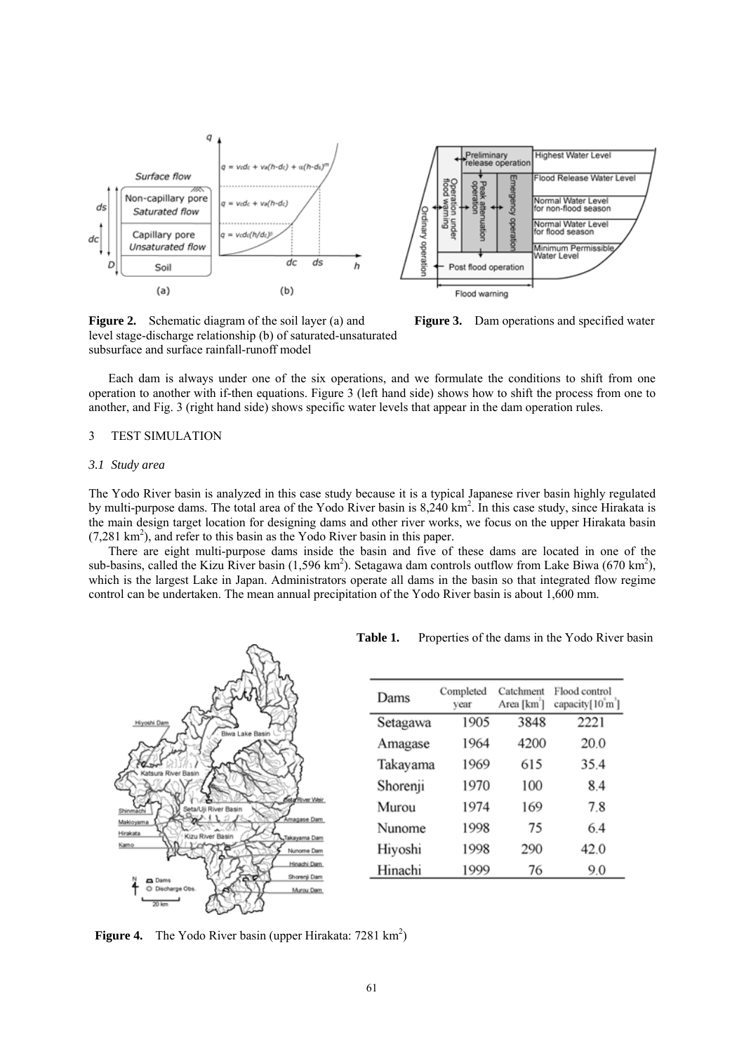**Figure 2.** Schematic diagram of the soil layer (a) and level stage-discharge relationship (b) of saturated-unsaturated subsurface and surface rainfall-runoff model

**Figure 3.** Dam operations and specified water

Each dam is always under one of the six operations, and we formulate the conditions to shift from one operation to another with if-then equations. Figure 3 (left hand side) shows how to shift the process from one to another, and Fig. 3 (right hand side) shows specific water levels that appear in the dam operation rules.

## 3 TEST SIMULATION

### *3.1 Study area*

The Yodo River basin is analyzed in this case study because it is a typical Japanese river basin highly regulated by multi-purpose dams. The total area of the Yodo River basin is 8,240 km$^2$. In this case study, since Hirakata is the main design target location for designing dams and other river works, we focus on the upper Hirakata basin (7,281 km$^2$), and refer to this basin as the Yodo River basin in this paper.

There are eight multi-purpose dams inside the basin and five of these dams are located in one of the sub-basins, called the Kizu River basin (1,596 km$^2$). Setagawa dam controls outflow from Lake Biwa (670 km$^2$), which is the largest Lake in Japan. Administrators operate all dams in the basin so that integrated flow regime control can be undertaken. The mean annual precipitation of the Yodo River basin is about 1,600 mm.

**Table 1.** Properties of the dams in the Yodo River basin

| Dams | Completed year | Catchment Area [km$^2$] | Flood control capacity[$10^6$m$^3$] |
|---|---|---|---|
| Setagawa | 1905 | 3848 | 2221 |
| Amagase | 1964 | 4200 | 20.0 |
| Takayama | 1969 | 615 | 35.4 |
| Shorenji | 1970 | 100 | 8.4 |
| Murou | 1974 | 169 | 7.8 |
| Nunome | 1998 | 75 | 6.4 |
| Hiyoshi | 1998 | 290 | 42.0 |
| Hinachi | 1999 | 76 | 9.0 |

**Figure 4.** The Yodo River basin (upper Hirakata: 7281 km$^2$)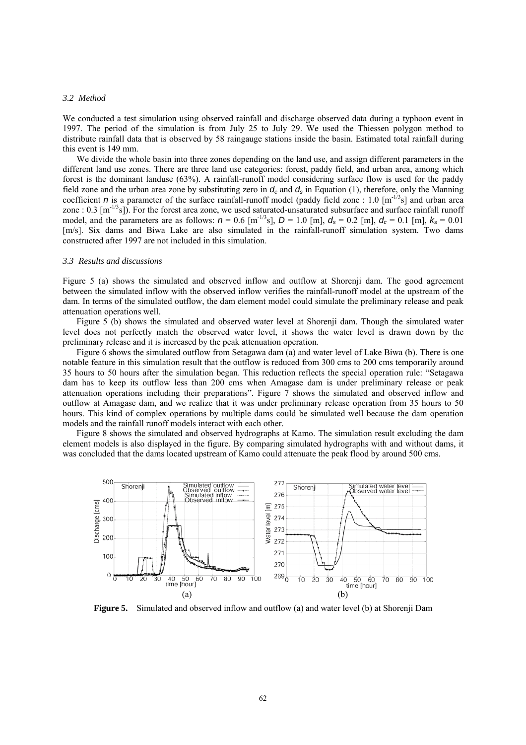### 3.2 Method

We conducted a test simulation using observed rainfall and discharge observed data during a typhoon event in 1997. The period of the simulation is from July 25 to July 29. We used the Thiessen polygon method to distribute rainfall data that is observed by 58 raingauge stations inside the basin. Estimated total rainfall during this event is 149 mm.

We divide the whole basin into three zones depending on the land use, and assign different parameters in the different land use zones. There are three land use categories: forest, paddy field, and urban area, among which forest is the dominant landuse (63%). A rainfall-runoff model considering surface flow is used for the paddy field zone and the urban area zone by substituting zero in $d_c$ and $d_s$ in Equation (1), therefore, only the Manning coefficient $n$ is a parameter of the surface rainfall-runoff model (paddy field zone : 1.0 [$m^{-1/3}s$] and urban area zone : 0.3 [$m^{-1/3}s$]). For the forest area zone, we used saturated-unsaturated subsurface and surface rainfall runoff model, and the parameters are as follows: $n$ = 0.6 [$m^{-1/3}s$], $D$ = 1.0 [m], $d_s$ = 0.2 [m], $d_c$ = 0.1 [m], $k_s$ = 0.01 [m/s]. Six dams and Biwa Lake are also simulated in the rainfall-runoff simulation system. Two dams constructed after 1997 are not included in this simulation.

### 3.3 Results and discussions

Figure 5 (a) shows the simulated and observed inflow and outflow at Shorenji dam. The good agreement between the simulated inflow with the observed inflow verifies the rainfall-runoff model at the upstream of the dam. In terms of the simulated outflow, the dam element model could simulate the preliminary release and peak attenuation operations well.

Figure 5 (b) shows the simulated and observed water level at Shorenji dam. Though the simulated water level does not perfectly match the observed water level, it shows the water level is drawn down by the preliminary release and it is increased by the peak attenuation operation.

Figure 6 shows the simulated outflow from Setagawa dam (a) and water level of Lake Biwa (b). There is one notable feature in this simulation result that the outflow is reduced from 300 cms to 200 cms temporarily around 35 hours to 50 hours after the simulation began. This reduction reflects the special operation rule: "Setagawa dam has to keep its outflow less than 200 cms when Amagase dam is under preliminary release or peak attenuation operations including their preparations". Figure 7 shows the simulated and observed inflow and outflow at Amagase dam, and we realize that it was under preliminary release operation from 35 hours to 50 hours. This kind of complex operations by multiple dams could be simulated well because the dam operation models and the rainfall runoff models interact with each other.

Figure 8 shows the simulated and observed hydrographs at Kamo. The simulation result excluding the dam element models is also displayed in the figure. By comparing simulated hydrographs with and without dams, it was concluded that the dams located upstream of Kamo could attenuate the peak flood by around 500 cms.

**Figure 5.** Simulated and observed inflow and outflow (a) and water level (b) at Shorenji Dam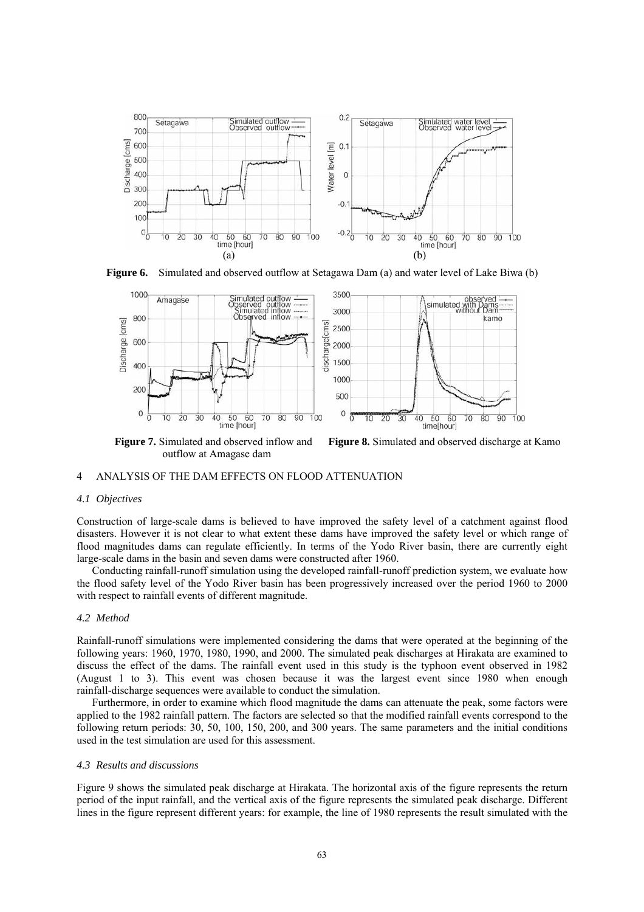**Figure 6.** Simulated and observed outflow at Setagawa Dam (a) and water level of Lake Biwa (b)

**Figure 7.** Simulated and observed inflow and outflow at Amagase dam

**Figure 8.** Simulated and observed discharge at Kamo

## 4 ANALYSIS OF THE DAM EFFECTS ON FLOOD ATTENUATION

### *4.1 Objectives*

Construction of large-scale dams is believed to have improved the safety level of a catchment against flood disasters. However it is not clear to what extent these dams have improved the safety level or which range of flood magnitudes dams can regulate efficiently. In terms of the Yodo River basin, there are currently eight large-scale dams in the basin and seven dams were constructed after 1960.

Conducting rainfall-runoff simulation using the developed rainfall-runoff prediction system, we evaluate how the flood safety level of the Yodo River basin has been progressively increased over the period 1960 to 2000 with respect to rainfall events of different magnitude.

### *4.2 Method*

Rainfall-runoff simulations were implemented considering the dams that were operated at the beginning of the following years: 1960, 1970, 1980, 1990, and 2000. The simulated peak discharges at Hirakata are examined to discuss the effect of the dams. The rainfall event used in this study is the typhoon event observed in 1982 (August 1 to 3). This event was chosen because it was the largest event since 1980 when enough rainfall-discharge sequences were available to conduct the simulation.

Furthermore, in order to examine which flood magnitude the dams can attenuate the peak, some factors were applied to the 1982 rainfall pattern. The factors are selected so that the modified rainfall events correspond to the following return periods: 30, 50, 100, 150, 200, and 300 years. The same parameters and the initial conditions used in the test simulation are used for this assessment.

### *4.3 Results and discussions*

Figure 9 shows the simulated peak discharge at Hirakata. The horizontal axis of the figure represents the return period of the input rainfall, and the vertical axis of the figure represents the simulated peak discharge. Different lines in the figure represent different years: for example, the line of 1980 represents the result simulated with the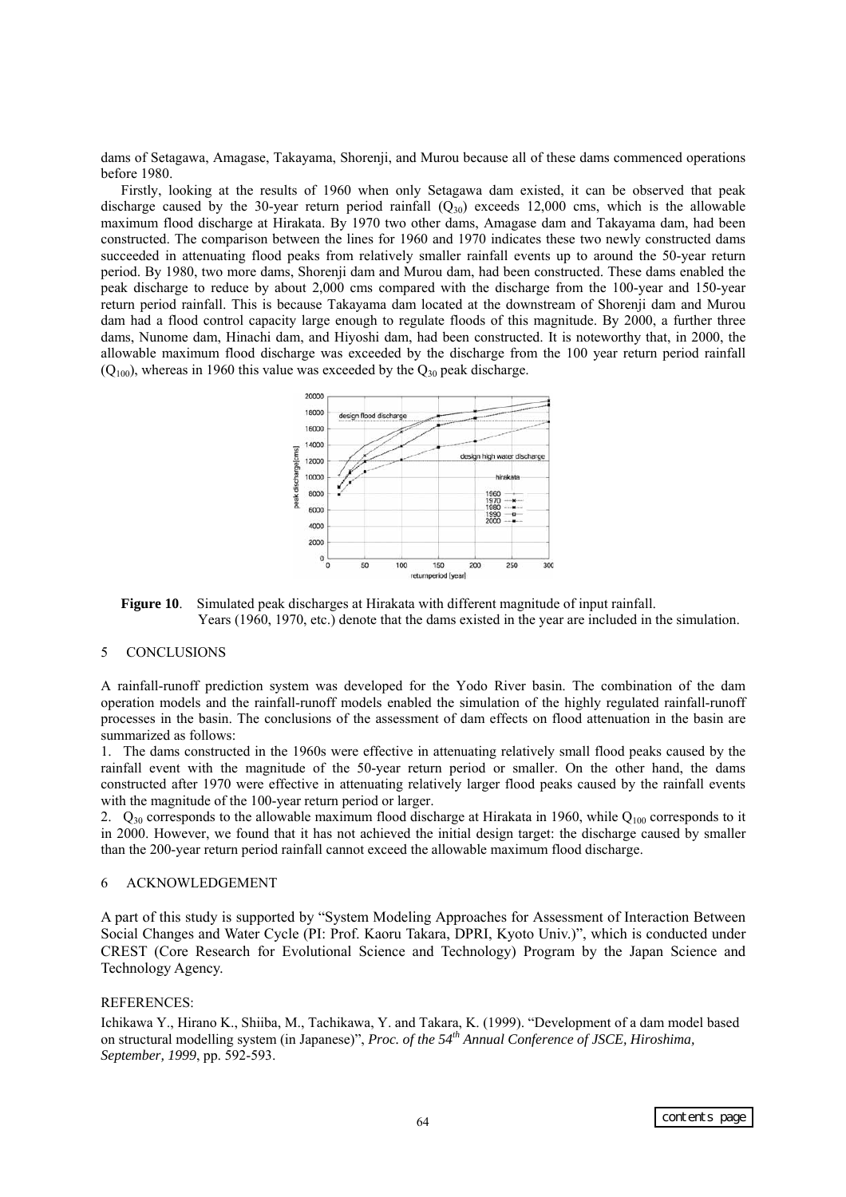dams of Setagawa, Amagase, Takayama, Shorenji, and Murou because all of these dams commenced operations before 1980.

Firstly, looking at the results of 1960 when only Setagawa dam existed, it can be observed that peak discharge caused by the 30-year return period rainfall ($Q_{30}$) exceeds 12,000 cms, which is the allowable maximum flood discharge at Hirakata. By 1970 two other dams, Amagase dam and Takayama dam, had been constructed. The comparison between the lines for 1960 and 1970 indicates these two newly constructed dams succeeded in attenuating flood peaks from relatively smaller rainfall events up to around the 50-year return period. By 1980, two more dams, Shorenji dam and Murou dam, had been constructed. These dams enabled the peak discharge to reduce by about 2,000 cms compared with the discharge from the 100-year and 150-year return period rainfall. This is because Takayama dam located at the downstream of Shorenji dam and Murou dam had a flood control capacity large enough to regulate floods of this magnitude. By 2000, a further three dams, Nunome dam, Hinachi dam, and Hiyoshi dam, had been constructed. It is noteworthy that, in 2000, the allowable maximum flood discharge was exceeded by the discharge from the 100 year return period rainfall ($Q_{100}$), whereas in 1960 this value was exceeded by the $Q_{30}$ peak discharge.

design flood discharge
design high water discharge
hirakata
1960
1970
1980
1990
2000
peak discharge[cms]
returnperiod [year]
0
2000
4000
6000
8000
10000
12000
14000
16000
18000
20000
0
50
100
150
200
250
300

**Figure 10**. Simulated peak discharges at Hirakata with different magnitude of input rainfall. Years (1960, 1970, etc.) denote that the dams existed in the year are included in the simulation.

## 5 CONCLUSIONS

A rainfall-runoff prediction system was developed for the Yodo River basin. The combination of the dam operation models and the rainfall-runoff models enabled the simulation of the highly regulated rainfall-runoff processes in the basin. The conclusions of the assessment of dam effects on flood attenuation in the basin are summarized as follows:

1. The dams constructed in the 1960s were effective in attenuating relatively small flood peaks caused by the rainfall event with the magnitude of the 50-year return period or smaller. On the other hand, the dams constructed after 1970 were effective in attenuating relatively larger flood peaks caused by the rainfall events with the magnitude of the 100-year return period or larger.
2. $Q_{30}$ corresponds to the allowable maximum flood discharge at Hirakata in 1960, while $Q_{100}$ corresponds to it in 2000. However, we found that it has not achieved the initial design target: the discharge caused by smaller than the 200-year return period rainfall cannot exceed the allowable maximum flood discharge.

## 6 ACKNOWLEDGEMENT

A part of this study is supported by "System Modeling Approaches for Assessment of Interaction Between Social Changes and Water Cycle (PI: Prof. Kaoru Takara, DPRI, Kyoto Univ.)", which is conducted under CREST (Core Research for Evolutional Science and Technology) Program by the Japan Science and Technology Agency.

## REFERENCES:

Ichikawa Y., Hirano K., Shiiba, M., Tachikawa, Y. and Takara, K. (1999). "Development of a dam model based on structural modelling system (in Japanese)", *Proc. of the 54th Annual Conference of JSCE, Hiroshima, September, 1999*, pp. 592-593.